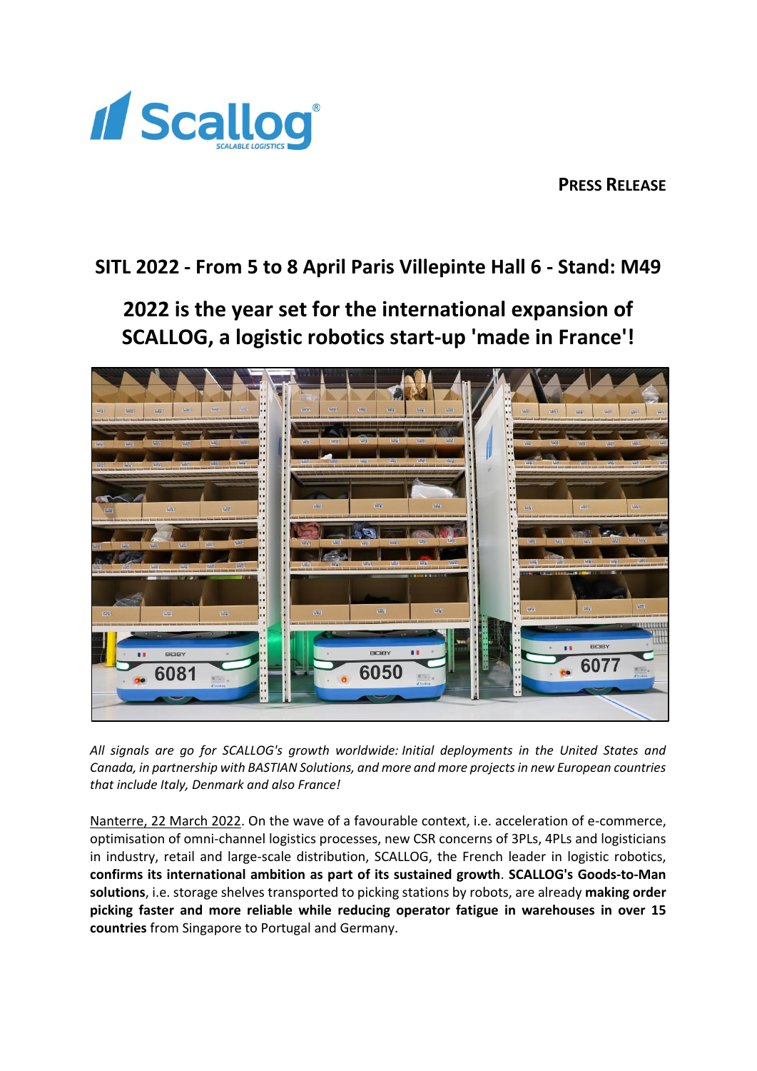**PRESS RELEASE**

## SITL 2022 - From 5 to 8 April Paris Villepinte Hall 6 - Stand: M49

# 2022 is the year set for the international expansion of SCALLOG, a logistic robotics start-up 'made in France'!

*All signals are go for SCALLOG's growth worldwide: Initial deployments in the United States and Canada, in partnership with BASTIAN Solutions, and more and more projects in new European countries that include Italy, Denmark and also France!*

Nanterre, 22 March 2022. On the wave of a favourable context, i.e. acceleration of e-commerce, optimisation of omni-channel logistics processes, new CSR concerns of 3PLs, 4PLs and logisticians in industry, retail and large-scale distribution, SCALLOG, the French leader in logistic robotics, **confirms its international ambition as part of its sustained growth**. **SCALLOG's Goods-to-Man solutions**, i.e. storage shelves transported to picking stations by robots, are already **making order picking faster and more reliable while reducing operator fatigue in warehouses in over 15 countries** from Singapore to Portugal and Germany.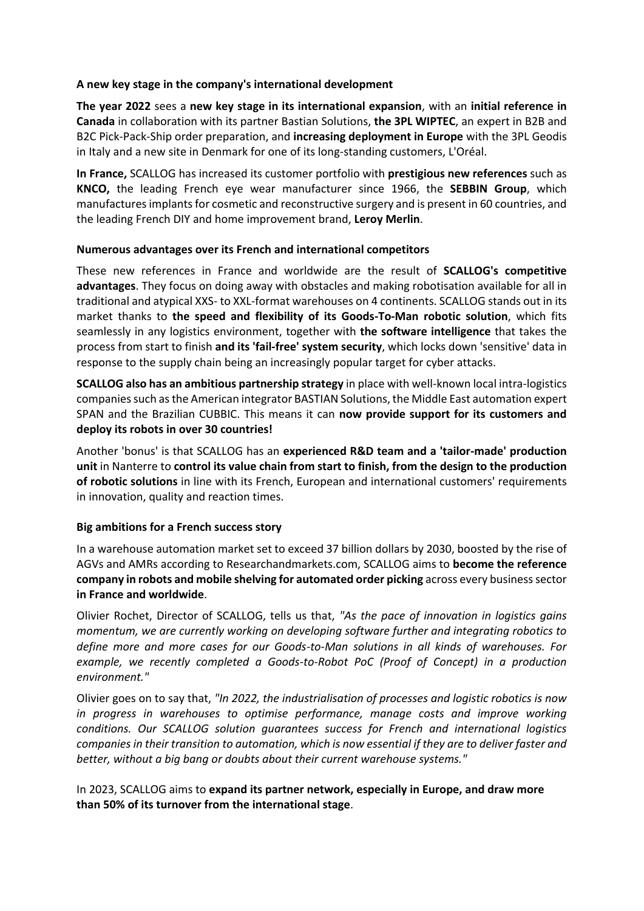**A new key stage in the company's international development**

**The year 2022** sees a **new key stage in its international expansion**, with an **initial reference in Canada** in collaboration with its partner Bastian Solutions, **the 3PL WIPTEC**, an expert in B2B and B2C Pick-Pack-Ship order preparation, and **increasing deployment in Europe** with the 3PL Geodis in Italy and a new site in Denmark for one of its long-standing customers, L'Oréal.

**In France,** SCALLOG has increased its customer portfolio with **prestigious new references** such as **KNCO,** the leading French eye wear manufacturer since 1966, the **SEBBIN Group**, which manufactures implants for cosmetic and reconstructive surgery and is present in 60 countries, and the leading French DIY and home improvement brand, **Leroy Merlin**.

**Numerous advantages over its French and international competitors**

These new references in France and worldwide are the result of **SCALLOG's competitive advantages**. They focus on doing away with obstacles and making robotisation available for all in traditional and atypical XXS- to XXL-format warehouses on 4 continents. SCALLOG stands out in its market thanks to **the speed and flexibility of its Goods-To-Man robotic solution**, which fits seamlessly in any logistics environment, together with **the software intelligence** that takes the process from start to finish **and its 'fail-free' system security**, which locks down 'sensitive' data in response to the supply chain being an increasingly popular target for cyber attacks.

**SCALLOG also has an ambitious partnership strategy** in place with well-known local intra-logistics companies such as the American integrator BASTIAN Solutions, the Middle East automation expert SPAN and the Brazilian CUBBIC. This means it can **now provide support for its customers and deploy its robots in over 30 countries!**

Another 'bonus' is that SCALLOG has an **experienced R&D team and a 'tailor-made' production unit** in Nanterre to **control its value chain from start to finish, from the design to the production of robotic solutions** in line with its French, European and international customers' requirements in innovation, quality and reaction times.

**Big ambitions for a French success story**

In a warehouse automation market set to exceed 37 billion dollars by 2030, boosted by the rise of AGVs and AMRs according to Researchandmarkets.com, SCALLOG aims to **become the reference company in robots and mobile shelving for automated order picking** across every business sector **in France and worldwide**.

Olivier Rochet, Director of SCALLOG, tells us that, *"As the pace of innovation in logistics gains momentum, we are currently working on developing software further and integrating robotics to define more and more cases for our Goods-to-Man solutions in all kinds of warehouses. For example, we recently completed a Goods-to-Robot PoC (Proof of Concept) in a production environment."*

Olivier goes on to say that, *"In 2022, the industrialisation of processes and logistic robotics is now in progress in warehouses to optimise performance, manage costs and improve working conditions. Our SCALLOG solution guarantees success for French and international logistics companies in their transition to automation, which is now essential if they are to deliver faster and better, without a big bang or doubts about their current warehouse systems."*

In 2023, SCALLOG aims to **expand its partner network, especially in Europe, and draw more than 50% of its turnover from the international stage**.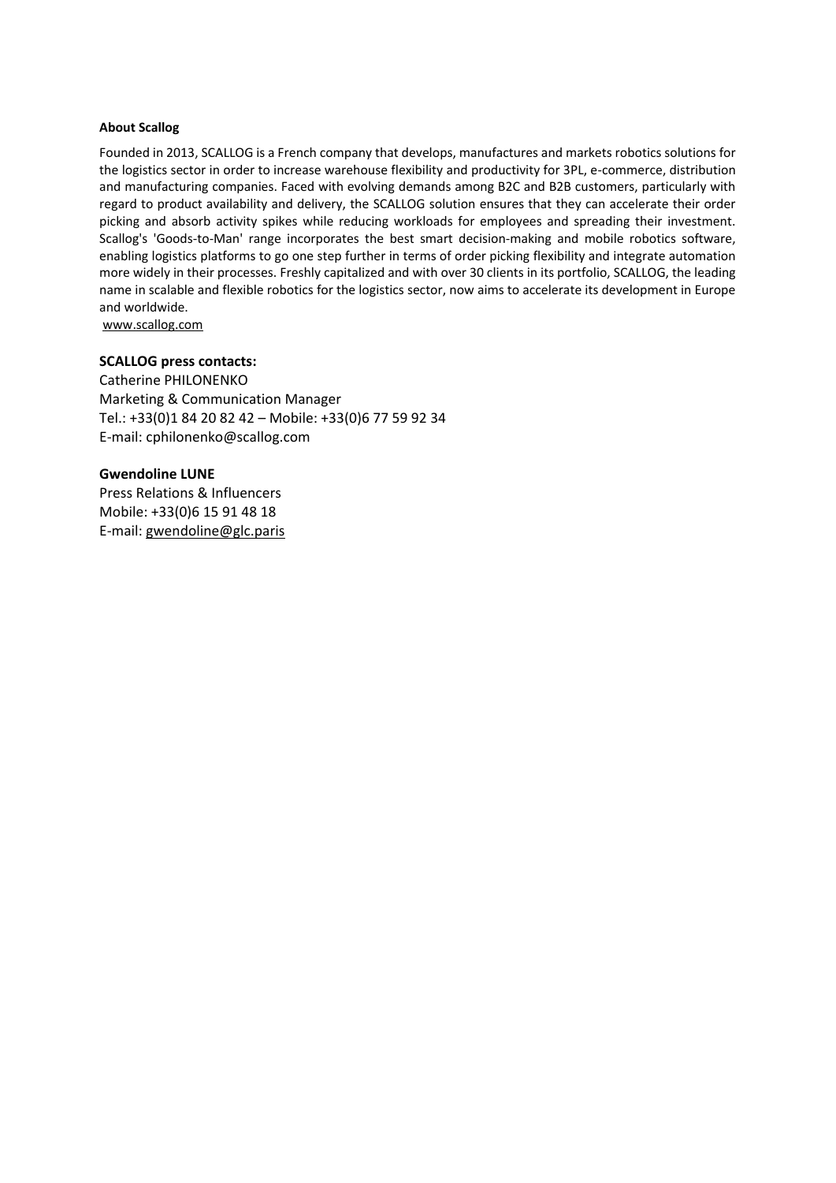**About Scallog**

Founded in 2013, SCALLOG is a French company that develops, manufactures and markets robotics solutions for the logistics sector in order to increase warehouse flexibility and productivity for 3PL, e-commerce, distribution and manufacturing companies. Faced with evolving demands among B2C and B2B customers, particularly with regard to product availability and delivery, the SCALLOG solution ensures that they can accelerate their order picking and absorb activity spikes while reducing workloads for employees and spreading their investment. Scallog's 'Goods-to-Man' range incorporates the best smart decision-making and mobile robotics software, enabling logistics platforms to go one step further in terms of order picking flexibility and integrate automation more widely in their processes. Freshly capitalized and with over 30 clients in its portfolio, SCALLOG, the leading name in scalable and flexible robotics for the logistics sector, now aims to accelerate its development in Europe and worldwide.

www.scallog.com

**SCALLOG press contacts:**

Catherine PHILONENKO
Marketing & Communication Manager
Tel.: +33(0)1 84 20 82 42 – Mobile: +33(0)6 77 59 92 34
E-mail: cphilonenko@scallog.com

**Gwendoline LUNE**
Press Relations & Influencers
Mobile: +33(0)6 15 91 48 18
E-mail: gwendoline@glc.paris